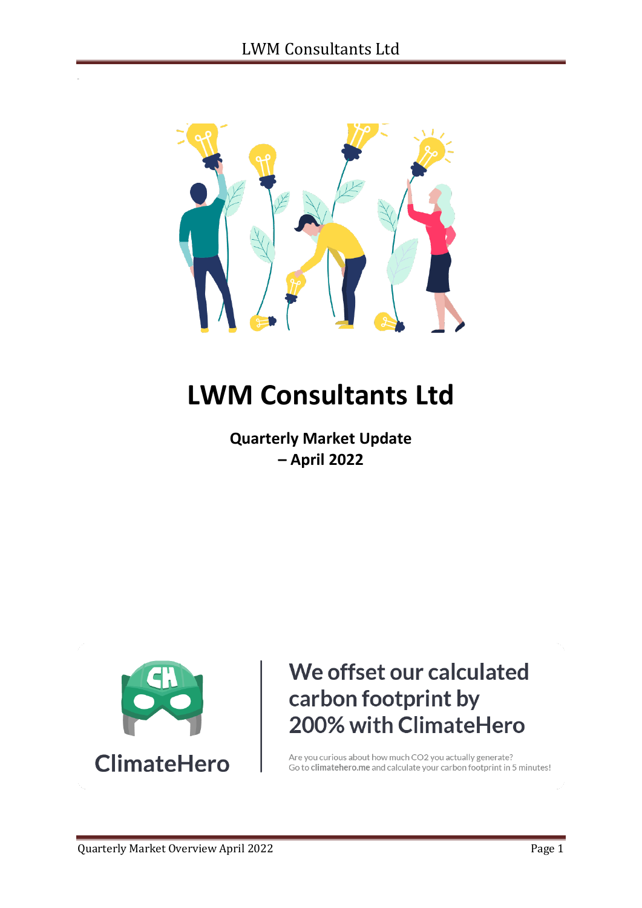# LWM Consultants Ltd

**Quarterly Market Update – April 2022**

ClimateHero

We offset our calculated carbon footprint by 200% with ClimateHero

Are you curious about how much CO2 you actually generate? Go to **climatehero.me** and calculate your carbon footprint in 5 minutes!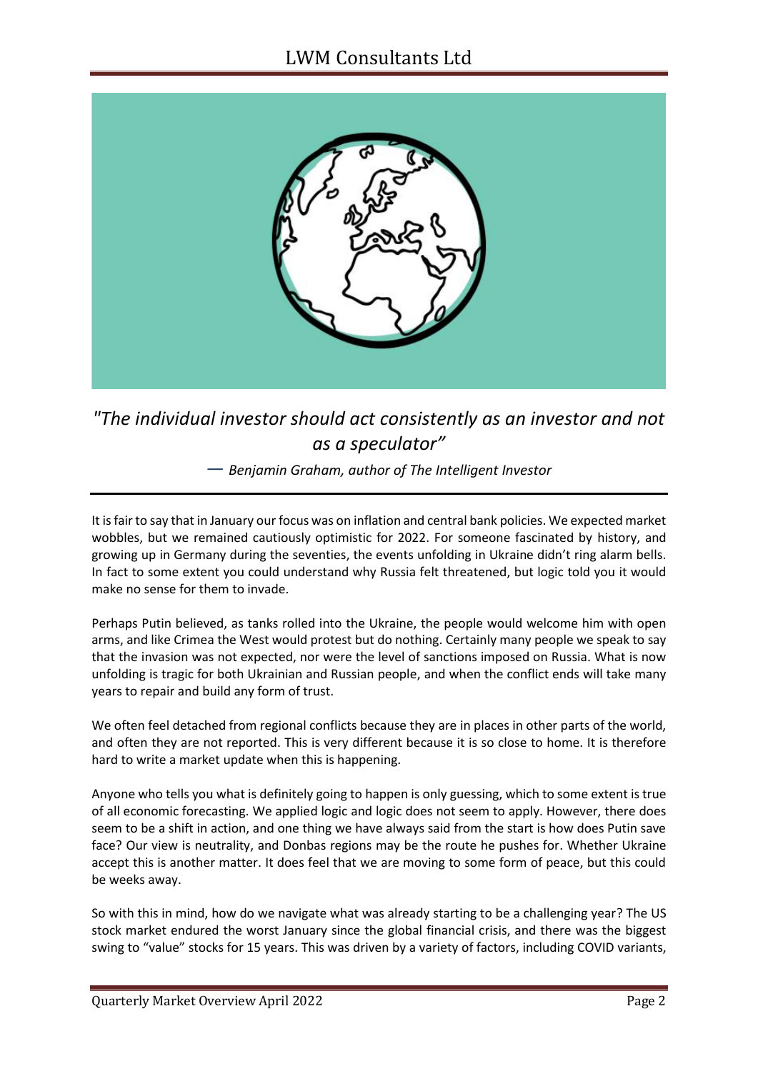*"The individual investor should act consistently as an investor and not as a speculator"*

*— Benjamin Graham, author of The Intelligent Investor*

---

It is fair to say that in January our focus was on inflation and central bank policies. We expected market wobbles, but we remained cautiously optimistic for 2022. For someone fascinated by history, and growing up in Germany during the seventies, the events unfolding in Ukraine didn't ring alarm bells. In fact to some extent you could understand why Russia felt threatened, but logic told you it would make no sense for them to invade.

Perhaps Putin believed, as tanks rolled into the Ukraine, the people would welcome him with open arms, and like Crimea the West would protest but do nothing. Certainly many people we speak to say that the invasion was not expected, nor were the level of sanctions imposed on Russia. What is now unfolding is tragic for both Ukrainian and Russian people, and when the conflict ends will take many years to repair and build any form of trust.

We often feel detached from regional conflicts because they are in places in other parts of the world, and often they are not reported. This is very different because it is so close to home. It is therefore hard to write a market update when this is happening.

Anyone who tells you what is definitely going to happen is only guessing, which to some extent is true of all economic forecasting. We applied logic and logic does not seem to apply. However, there does seem to be a shift in action, and one thing we have always said from the start is how does Putin save face? Our view is neutrality, and Donbas regions may be the route he pushes for. Whether Ukraine accept this is another matter. It does feel that we are moving to some form of peace, but this could be weeks away.

So with this in mind, how do we navigate what was already starting to be a challenging year? The US stock market endured the worst January since the global financial crisis, and there was the biggest swing to "value" stocks for 15 years. This was driven by a variety of factors, including COVID variants,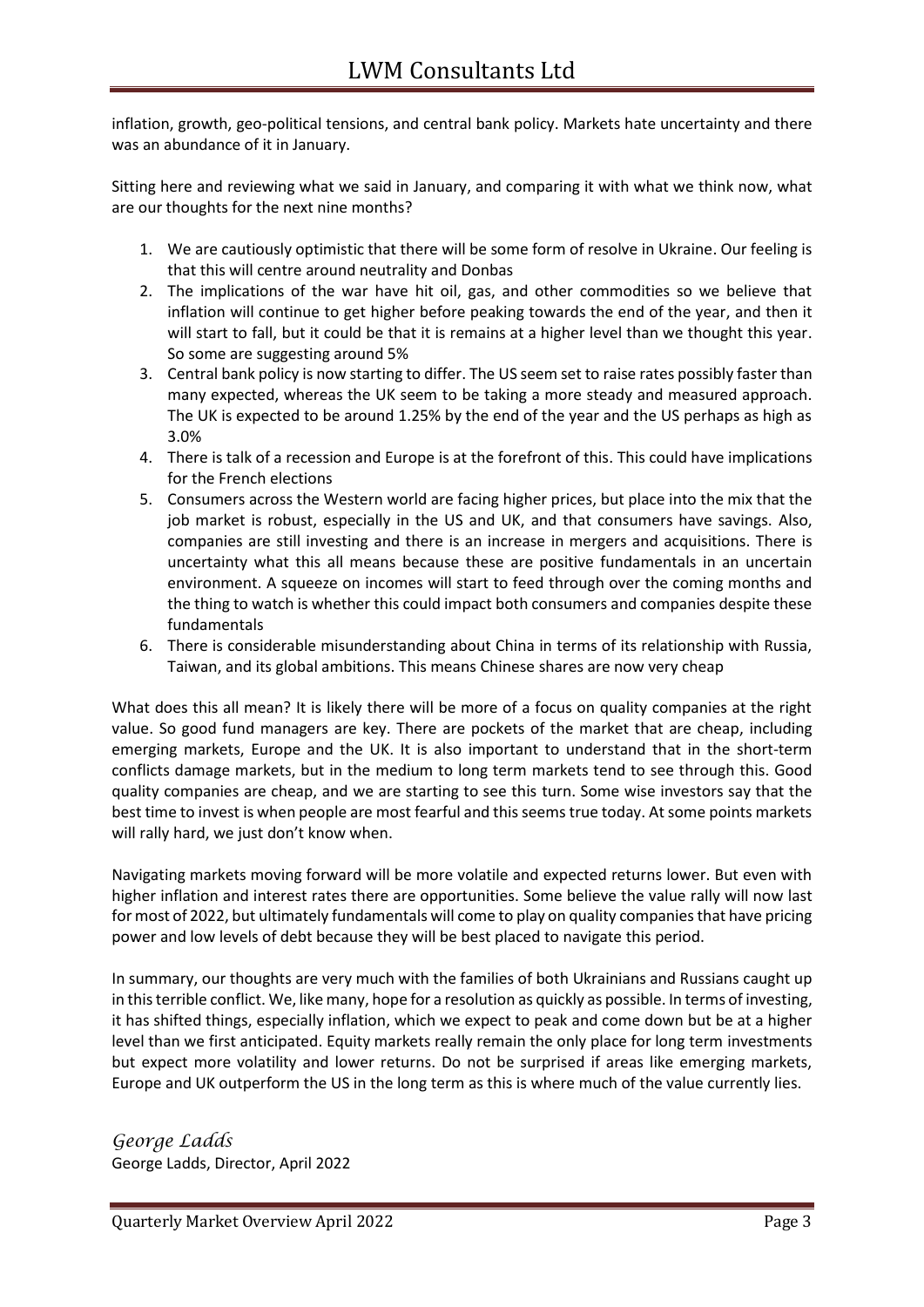inflation, growth, geo-political tensions, and central bank policy. Markets hate uncertainty and there was an abundance of it in January.

Sitting here and reviewing what we said in January, and comparing it with what we think now, what are our thoughts for the next nine months?

1. We are cautiously optimistic that there will be some form of resolve in Ukraine. Our feeling is that this will centre around neutrality and Donbas
2. The implications of the war have hit oil, gas, and other commodities so we believe that inflation will continue to get higher before peaking towards the end of the year, and then it will start to fall, but it could be that it is remains at a higher level than we thought this year. So some are suggesting around 5%
3. Central bank policy is now starting to differ. The US seem set to raise rates possibly faster than many expected, whereas the UK seem to be taking a more steady and measured approach. The UK is expected to be around 1.25% by the end of the year and the US perhaps as high as 3.0%
4. There is talk of a recession and Europe is at the forefront of this. This could have implications for the French elections
5. Consumers across the Western world are facing higher prices, but place into the mix that the job market is robust, especially in the US and UK, and that consumers have savings. Also, companies are still investing and there is an increase in mergers and acquisitions. There is uncertainty what this all means because these are positive fundamentals in an uncertain environment. A squeeze on incomes will start to feed through over the coming months and the thing to watch is whether this could impact both consumers and companies despite these fundamentals
6. There is considerable misunderstanding about China in terms of its relationship with Russia, Taiwan, and its global ambitions. This means Chinese shares are now very cheap

What does this all mean? It is likely there will be more of a focus on quality companies at the right value. So good fund managers are key. There are pockets of the market that are cheap, including emerging markets, Europe and the UK. It is also important to understand that in the short-term conflicts damage markets, but in the medium to long term markets tend to see through this. Good quality companies are cheap, and we are starting to see this turn. Some wise investors say that the best time to invest is when people are most fearful and this seems true today. At some points markets will rally hard, we just don't know when.

Navigating markets moving forward will be more volatile and expected returns lower. But even with higher inflation and interest rates there are opportunities. Some believe the value rally will now last for most of 2022, but ultimately fundamentals will come to play on quality companies that have pricing power and low levels of debt because they will be best placed to navigate this period.

In summary, our thoughts are very much with the families of both Ukrainians and Russians caught up in this terrible conflict. We, like many, hope for a resolution as quickly as possible. In terms of investing, it has shifted things, especially inflation, which we expect to peak and come down but be at a higher level than we first anticipated. Equity markets really remain the only place for long term investments but expect more volatility and lower returns. Do not be surprised if areas like emerging markets, Europe and UK outperform the US in the long term as this is where much of the value currently lies.

*George Ladds*

George Ladds, Director, April 2022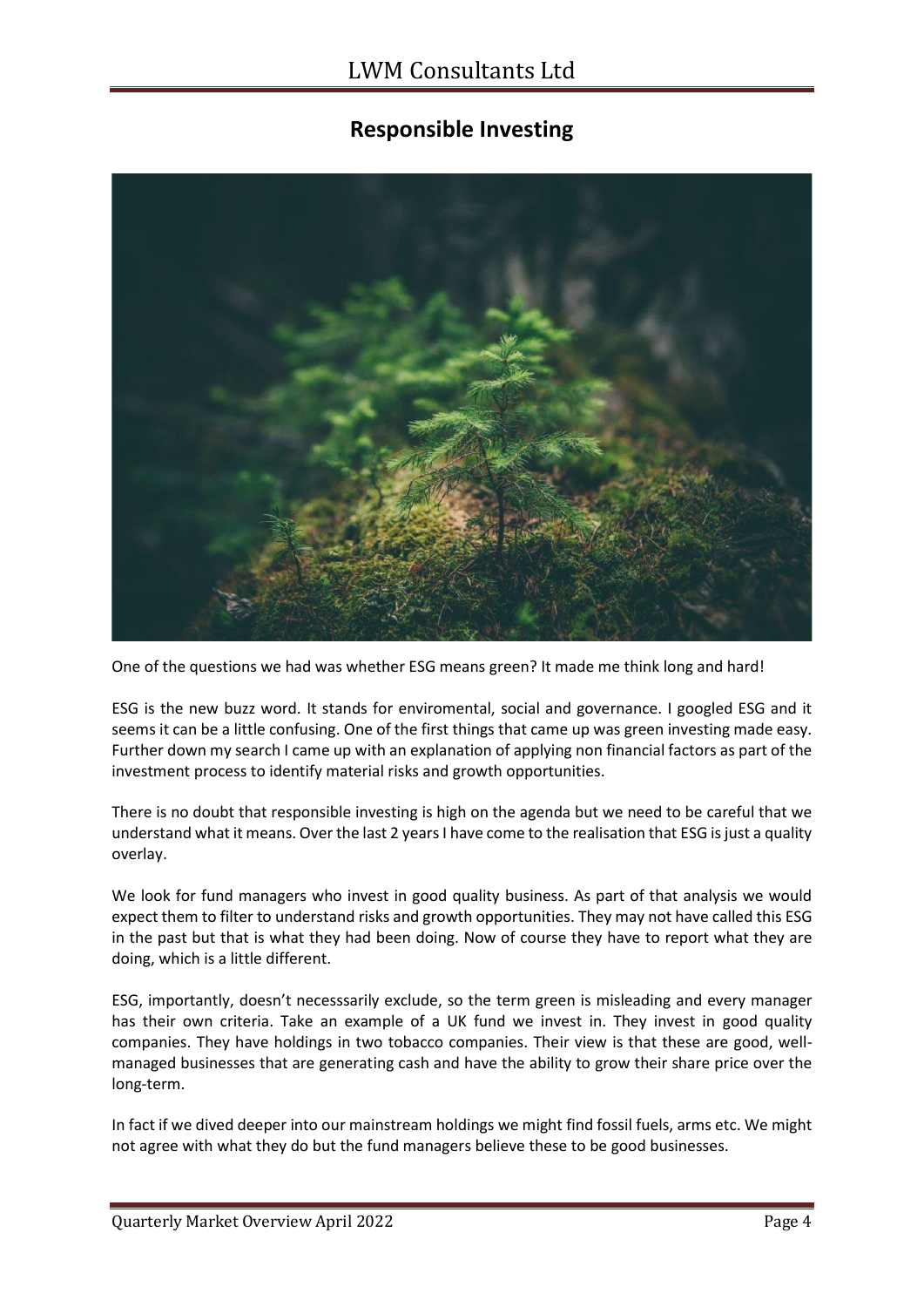## Responsible Investing

One of the questions we had was whether ESG means green? It made me think long and hard!

ESG is the new buzz word. It stands for enviromental, social and governance. I googled ESG and it seems it can be a little confusing. One of the first things that came up was green investing made easy. Further down my search I came up with an explanation of applying non financial factors as part of the investment process to identify material risks and growth opportunities.

There is no doubt that responsible investing is high on the agenda but we need to be careful that we understand what it means. Over the last 2 years I have come to the realisation that ESG is just a quality overlay.

We look for fund managers who invest in good quality business. As part of that analysis we would expect them to filter to understand risks and growth opportunities. They may not have called this ESG in the past but that is what they had been doing. Now of course they have to report what they are doing, which is a little different.

ESG, importantly, doesn't necesssarily exclude, so the term green is misleading and every manager has their own criteria. Take an example of a UK fund we invest in. They invest in good quality companies. They have holdings in two tobacco companies. Their view is that these are good, well-managed businesses that are generating cash and have the ability to grow their share price over the long-term.

In fact if we dived deeper into our mainstream holdings we might find fossil fuels, arms etc. We might not agree with what they do but the fund managers believe these to be good businesses.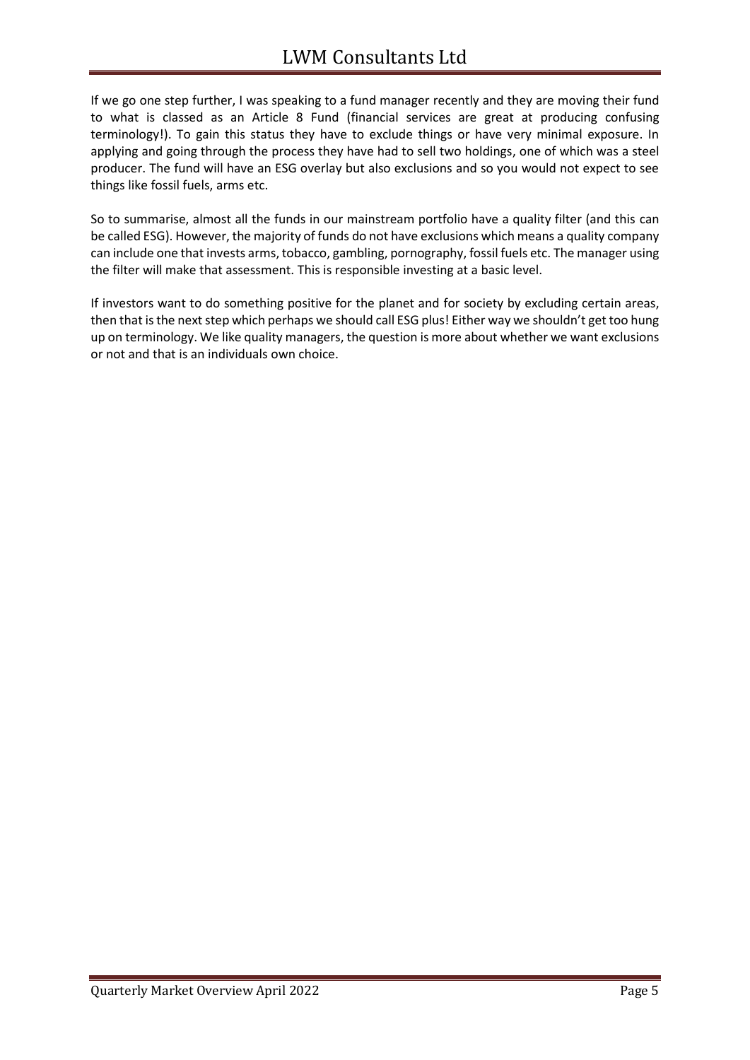If we go one step further, I was speaking to a fund manager recently and they are moving their fund to what is classed as an Article 8 Fund (financial services are great at producing confusing terminology!). To gain this status they have to exclude things or have very minimal exposure. In applying and going through the process they have had to sell two holdings, one of which was a steel producer. The fund will have an ESG overlay but also exclusions and so you would not expect to see things like fossil fuels, arms etc.

So to summarise, almost all the funds in our mainstream portfolio have a quality filter (and this can be called ESG). However, the majority of funds do not have exclusions which means a quality company can include one that invests arms, tobacco, gambling, pornography, fossil fuels etc. The manager using the filter will make that assessment. This is responsible investing at a basic level.

If investors want to do something positive for the planet and for society by excluding certain areas, then that is the next step which perhaps we should call ESG plus! Either way we shouldn't get too hung up on terminology. We like quality managers, the question is more about whether we want exclusions or not and that is an individuals own choice.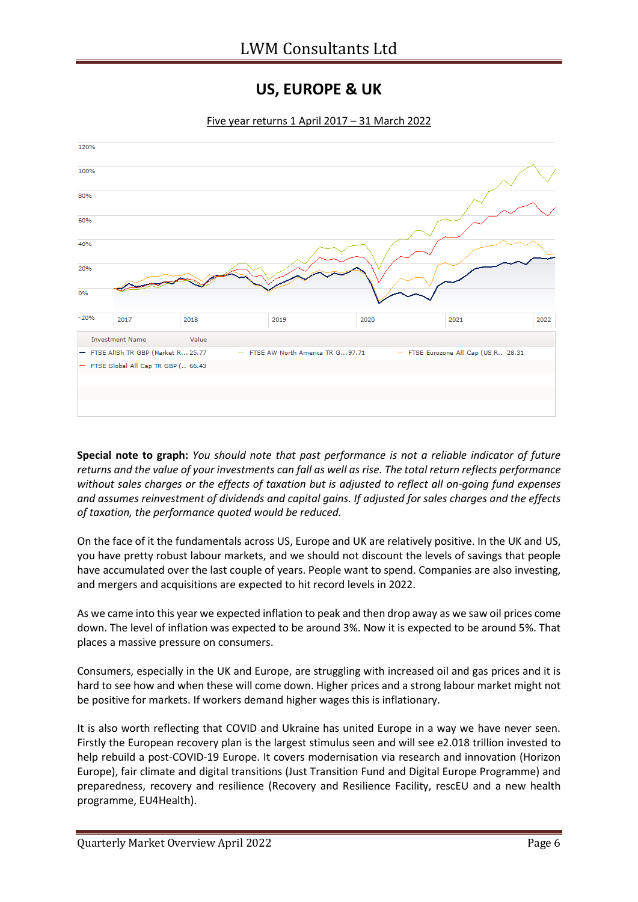# US, EUROPE & UK

Five year returns 1 April 2017 – 31 March 2022

| Investment Name | Value |
|---|---|
| FTSE AllSh TR GBP (Market R... | 25.77 |
| FTSE AW North America TR G... | 97.71 |
| FTSE Eurozone All Cap (US R.. | 28.31 |
| FTSE Global All Cap TR GBP (.. | 66.43 |

**Special note to graph:** *You should note that past performance is not a reliable indicator of future returns and the value of your investments can fall as well as rise. The total return reflects performance without sales charges or the effects of taxation but is adjusted to reflect all on-going fund expenses and assumes reinvestment of dividends and capital gains. If adjusted for sales charges and the effects of taxation, the performance quoted would be reduced.*

On the face of it the fundamentals across US, Europe and UK are relatively positive. In the UK and US, you have pretty robust labour markets, and we should not discount the levels of savings that people have accumulated over the last couple of years. People want to spend. Companies are also investing, and mergers and acquisitions are expected to hit record levels in 2022.

As we came into this year we expected inflation to peak and then drop away as we saw oil prices come down. The level of inflation was expected to be around 3%. Now it is expected to be around 5%. That places a massive pressure on consumers.

Consumers, especially in the UK and Europe, are struggling with increased oil and gas prices and it is hard to see how and when these will come down. Higher prices and a strong labour market might not be positive for markets. If workers demand higher wages this is inflationary.

It is also worth reflecting that COVID and Ukraine has united Europe in a way we have never seen. Firstly the European recovery plan is the largest stimulus seen and will see e2.018 trillion invested to help rebuild a post-COVID-19 Europe. It covers modernisation via research and innovation (Horizon Europe), fair climate and digital transitions (Just Transition Fund and Digital Europe Programme) and preparedness, recovery and resilience (Recovery and Resilience Facility, rescEU and a new health programme, EU4Health).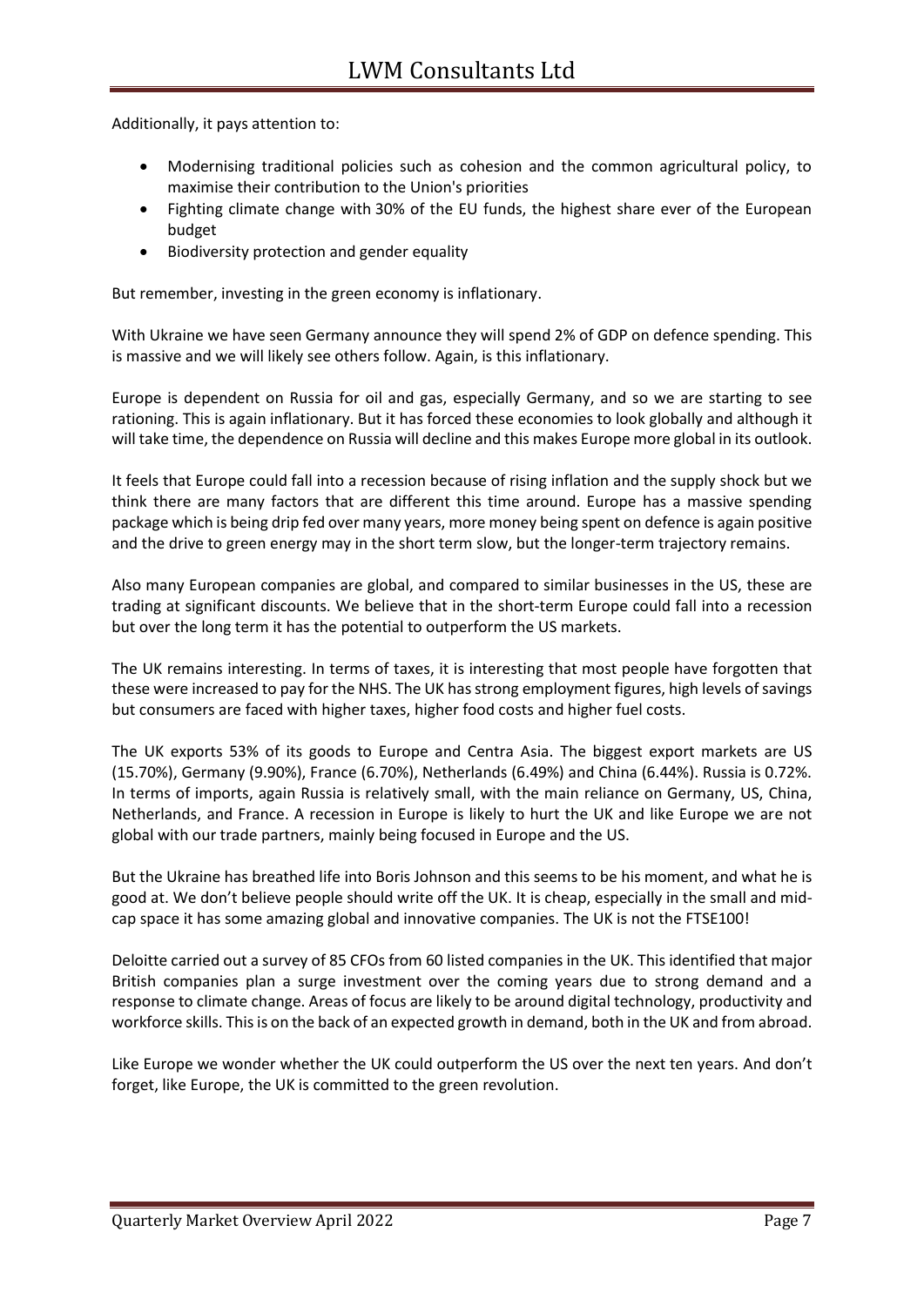Additionally, it pays attention to:

- Modernising traditional policies such as cohesion and the common agricultural policy, to maximise their contribution to the Union's priorities
- Fighting climate change with 30% of the EU funds, the highest share ever of the European budget
- Biodiversity protection and gender equality

But remember, investing in the green economy is inflationary.

With Ukraine we have seen Germany announce they will spend 2% of GDP on defence spending. This is massive and we will likely see others follow. Again, is this inflationary.

Europe is dependent on Russia for oil and gas, especially Germany, and so we are starting to see rationing. This is again inflationary. But it has forced these economies to look globally and although it will take time, the dependence on Russia will decline and this makes Europe more global in its outlook.

It feels that Europe could fall into a recession because of rising inflation and the supply shock but we think there are many factors that are different this time around. Europe has a massive spending package which is being drip fed over many years, more money being spent on defence is again positive and the drive to green energy may in the short term slow, but the longer-term trajectory remains.

Also many European companies are global, and compared to similar businesses in the US, these are trading at significant discounts. We believe that in the short-term Europe could fall into a recession but over the long term it has the potential to outperform the US markets.

The UK remains interesting. In terms of taxes, it is interesting that most people have forgotten that these were increased to pay for the NHS. The UK has strong employment figures, high levels of savings but consumers are faced with higher taxes, higher food costs and higher fuel costs.

The UK exports 53% of its goods to Europe and Centra Asia. The biggest export markets are US (15.70%), Germany (9.90%), France (6.70%), Netherlands (6.49%) and China (6.44%). Russia is 0.72%. In terms of imports, again Russia is relatively small, with the main reliance on Germany, US, China, Netherlands, and France. A recession in Europe is likely to hurt the UK and like Europe we are not global with our trade partners, mainly being focused in Europe and the US.

But the Ukraine has breathed life into Boris Johnson and this seems to be his moment, and what he is good at. We don't believe people should write off the UK. It is cheap, especially in the small and mid-cap space it has some amazing global and innovative companies. The UK is not the FTSE100!

Deloitte carried out a survey of 85 CFOs from 60 listed companies in the UK. This identified that major British companies plan a surge investment over the coming years due to strong demand and a response to climate change. Areas of focus are likely to be around digital technology, productivity and workforce skills. This is on the back of an expected growth in demand, both in the UK and from abroad.

Like Europe we wonder whether the UK could outperform the US over the next ten years. And don't forget, like Europe, the UK is committed to the green revolution.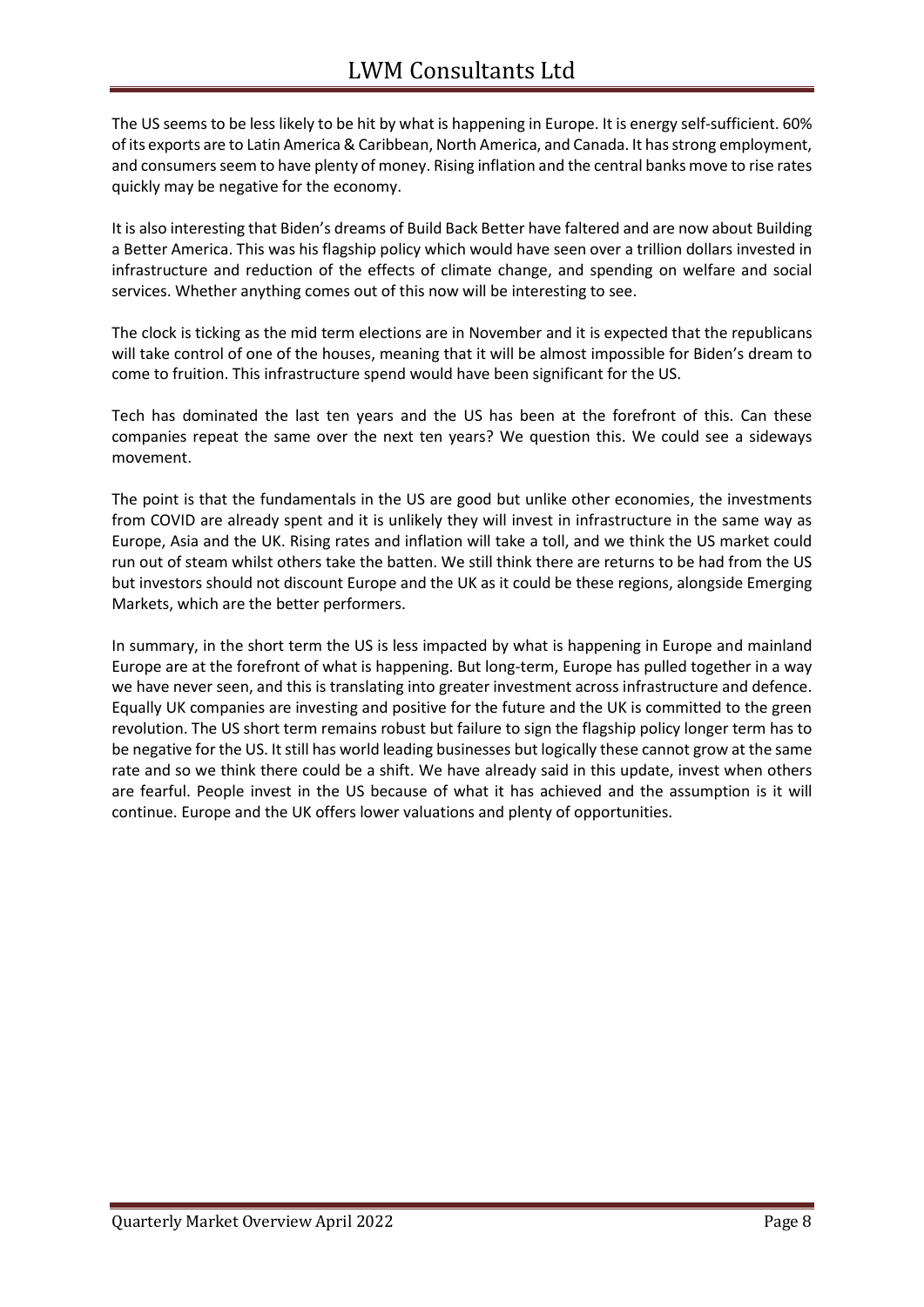The US seems to be less likely to be hit by what is happening in Europe. It is energy self-sufficient. 60% of its exports are to Latin America & Caribbean, North America, and Canada. It has strong employment, and consumers seem to have plenty of money. Rising inflation and the central banks move to rise rates quickly may be negative for the economy.

It is also interesting that Biden's dreams of Build Back Better have faltered and are now about Building a Better America. This was his flagship policy which would have seen over a trillion dollars invested in infrastructure and reduction of the effects of climate change, and spending on welfare and social services. Whether anything comes out of this now will be interesting to see.

The clock is ticking as the mid term elections are in November and it is expected that the republicans will take control of one of the houses, meaning that it will be almost impossible for Biden's dream to come to fruition. This infrastructure spend would have been significant for the US.

Tech has dominated the last ten years and the US has been at the forefront of this. Can these companies repeat the same over the next ten years? We question this. We could see a sideways movement.

The point is that the fundamentals in the US are good but unlike other economies, the investments from COVID are already spent and it is unlikely they will invest in infrastructure in the same way as Europe, Asia and the UK. Rising rates and inflation will take a toll, and we think the US market could run out of steam whilst others take the batten. We still think there are returns to be had from the US but investors should not discount Europe and the UK as it could be these regions, alongside Emerging Markets, which are the better performers.

In summary, in the short term the US is less impacted by what is happening in Europe and mainland Europe are at the forefront of what is happening. But long-term, Europe has pulled together in a way we have never seen, and this is translating into greater investment across infrastructure and defence. Equally UK companies are investing and positive for the future and the UK is committed to the green revolution. The US short term remains robust but failure to sign the flagship policy longer term has to be negative for the US. It still has world leading businesses but logically these cannot grow at the same rate and so we think there could be a shift. We have already said in this update, invest when others are fearful. People invest in the US because of what it has achieved and the assumption is it will continue. Europe and the UK offers lower valuations and plenty of opportunities.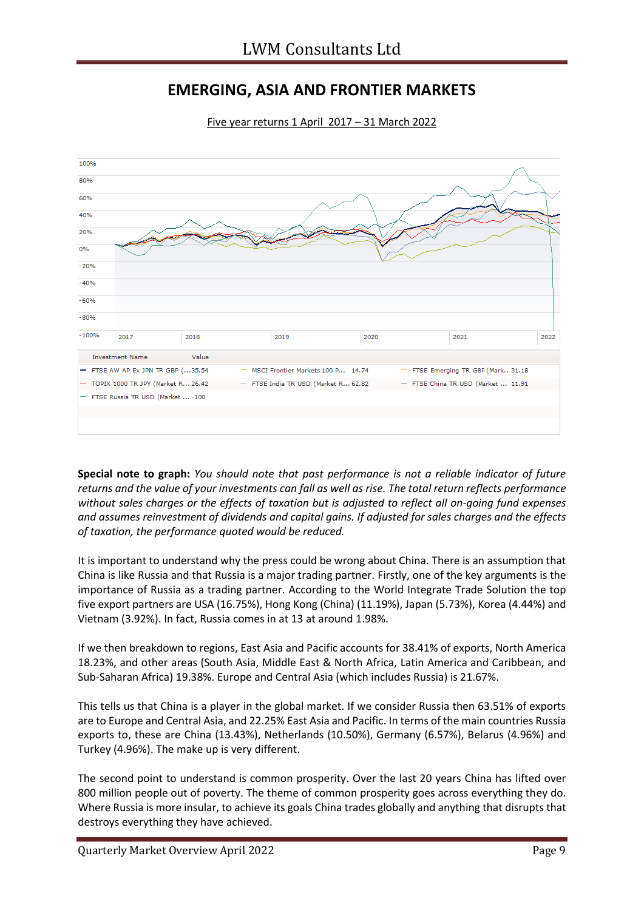# EMERGING, ASIA AND FRONTIER MARKETS

Five year returns 1 April 2017 – 31 March 2022

| Investment Name | Value | | | | |
|---|---|---|---|---|---|
| FTSE AW AP Ex JPN TR GBP (... | 35.54 | MSCI Frontier Markets 100 P... | 14.74 | FTSE Emerging TR GBP (Mark.. | 31.18 |
| TOPIX 1000 TR JPY (Market R... | 26.42 | FTSE India TR USD (Market R... | 62.82 | FTSE China TR USD (Market ... | 11.91 |
| FTSE Russia TR USD (Market ... | -100 | | | | |

**Special note to graph:** *You should note that past performance is not a reliable indicator of future returns and the value of your investments can fall as well as rise. The total return reflects performance without sales charges or the effects of taxation but is adjusted to reflect all on-going fund expenses and assumes reinvestment of dividends and capital gains. If adjusted for sales charges and the effects of taxation, the performance quoted would be reduced.*

It is important to understand why the press could be wrong about China. There is an assumption that China is like Russia and that Russia is a major trading partner. Firstly, one of the key arguments is the importance of Russia as a trading partner. According to the World Integrate Trade Solution the top five export partners are USA (16.75%), Hong Kong (China) (11.19%), Japan (5.73%), Korea (4.44%) and Vietnam (3.92%). In fact, Russia comes in at 13 at around 1.98%.

If we then breakdown to regions, East Asia and Pacific accounts for 38.41% of exports, North America 18.23%, and other areas (South Asia, Middle East & North Africa, Latin America and Caribbean, and Sub-Saharan Africa) 19.38%. Europe and Central Asia (which includes Russia) is 21.67%.

This tells us that China is a player in the global market. If we consider Russia then 63.51% of exports are to Europe and Central Asia, and 22.25% East Asia and Pacific. In terms of the main countries Russia exports to, these are China (13.43%), Netherlands (10.50%), Germany (6.57%), Belarus (4.96%) and Turkey (4.96%). The make up is very different.

The second point to understand is common prosperity. Over the last 20 years China has lifted over 800 million people out of poverty. The theme of common prosperity goes across everything they do. Where Russia is more insular, to achieve its goals China trades globally and anything that disrupts that destroys everything they have achieved.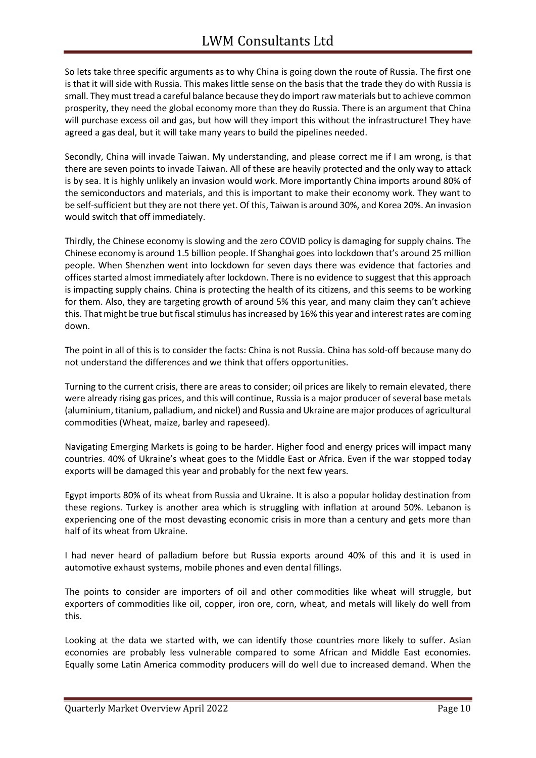So lets take three specific arguments as to why China is going down the route of Russia. The first one is that it will side with Russia. This makes little sense on the basis that the trade they do with Russia is small. They must tread a careful balance because they do import raw materials but to achieve common prosperity, they need the global economy more than they do Russia. There is an argument that China will purchase excess oil and gas, but how will they import this without the infrastructure! They have agreed a gas deal, but it will take many years to build the pipelines needed.

Secondly, China will invade Taiwan. My understanding, and please correct me if I am wrong, is that there are seven points to invade Taiwan. All of these are heavily protected and the only way to attack is by sea. It is highly unlikely an invasion would work. More importantly China imports around 80% of the semiconductors and materials, and this is important to make their economy work. They want to be self-sufficient but they are not there yet. Of this, Taiwan is around 30%, and Korea 20%. An invasion would switch that off immediately.

Thirdly, the Chinese economy is slowing and the zero COVID policy is damaging for supply chains. The Chinese economy is around 1.5 billion people. If Shanghai goes into lockdown that's around 25 million people. When Shenzhen went into lockdown for seven days there was evidence that factories and offices started almost immediately after lockdown. There is no evidence to suggest that this approach is impacting supply chains. China is protecting the health of its citizens, and this seems to be working for them. Also, they are targeting growth of around 5% this year, and many claim they can't achieve this. That might be true but fiscal stimulus has increased by 16% this year and interest rates are coming down.

The point in all of this is to consider the facts: China is not Russia. China has sold-off because many do not understand the differences and we think that offers opportunities.

Turning to the current crisis, there are areas to consider; oil prices are likely to remain elevated, there were already rising gas prices, and this will continue, Russia is a major producer of several base metals (aluminium, titanium, palladium, and nickel) and Russia and Ukraine are major produces of agricultural commodities (Wheat, maize, barley and rapeseed).

Navigating Emerging Markets is going to be harder. Higher food and energy prices will impact many countries. 40% of Ukraine's wheat goes to the Middle East or Africa. Even if the war stopped today exports will be damaged this year and probably for the next few years.

Egypt imports 80% of its wheat from Russia and Ukraine. It is also a popular holiday destination from these regions. Turkey is another area which is struggling with inflation at around 50%. Lebanon is experiencing one of the most devasting economic crisis in more than a century and gets more than half of its wheat from Ukraine.

I had never heard of palladium before but Russia exports around 40% of this and it is used in automotive exhaust systems, mobile phones and even dental fillings.

The points to consider are importers of oil and other commodities like wheat will struggle, but exporters of commodities like oil, copper, iron ore, corn, wheat, and metals will likely do well from this.

Looking at the data we started with, we can identify those countries more likely to suffer. Asian economies are probably less vulnerable compared to some African and Middle East economies. Equally some Latin America commodity producers will do well due to increased demand. When the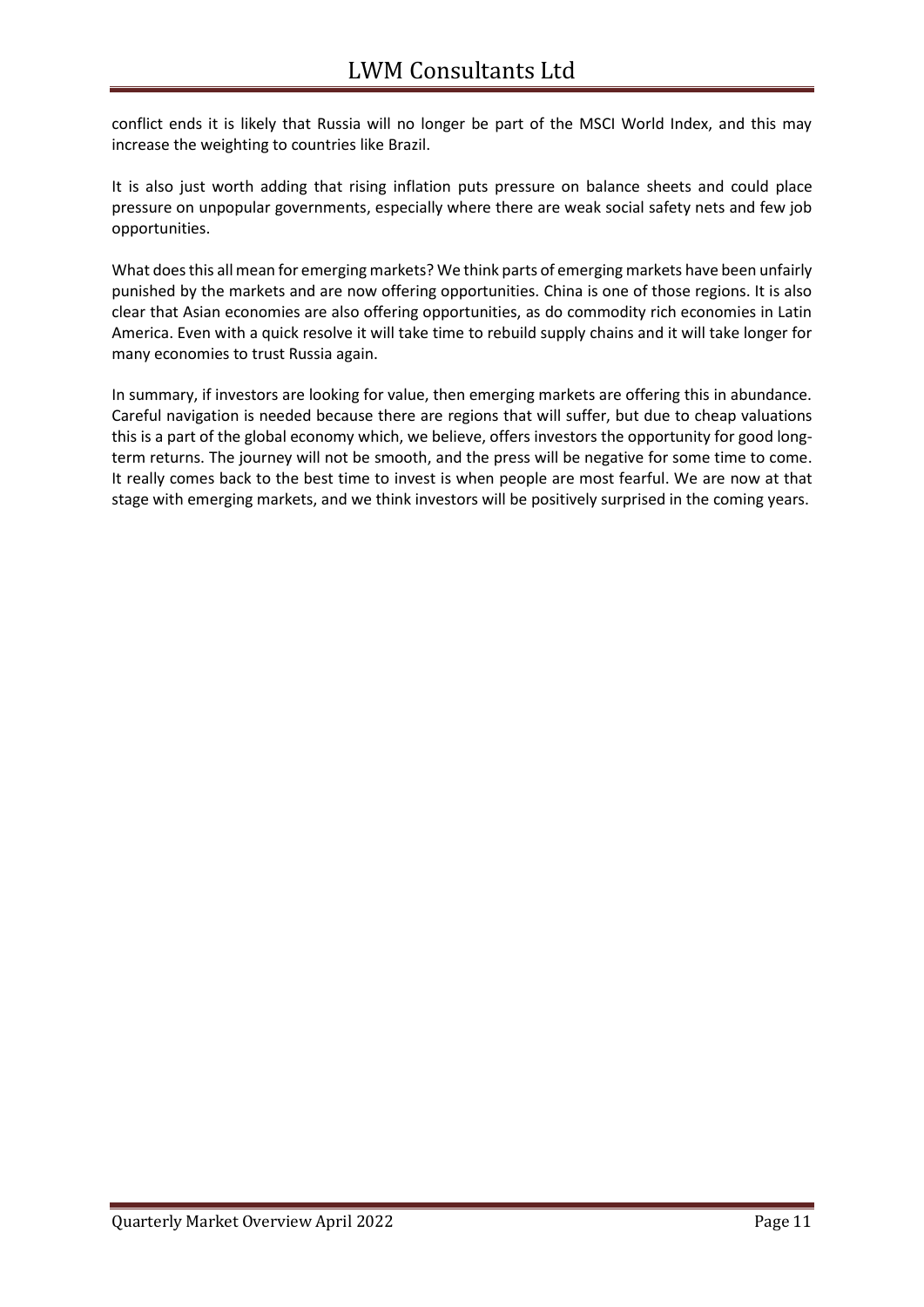conflict ends it is likely that Russia will no longer be part of the MSCI World Index, and this may increase the weighting to countries like Brazil.

It is also just worth adding that rising inflation puts pressure on balance sheets and could place pressure on unpopular governments, especially where there are weak social safety nets and few job opportunities.

What does this all mean for emerging markets? We think parts of emerging markets have been unfairly punished by the markets and are now offering opportunities. China is one of those regions. It is also clear that Asian economies are also offering opportunities, as do commodity rich economies in Latin America. Even with a quick resolve it will take time to rebuild supply chains and it will take longer for many economies to trust Russia again.

In summary, if investors are looking for value, then emerging markets are offering this in abundance. Careful navigation is needed because there are regions that will suffer, but due to cheap valuations this is a part of the global economy which, we believe, offers investors the opportunity for good long-term returns. The journey will not be smooth, and the press will be negative for some time to come. It really comes back to the best time to invest is when people are most fearful. We are now at that stage with emerging markets, and we think investors will be positively surprised in the coming years.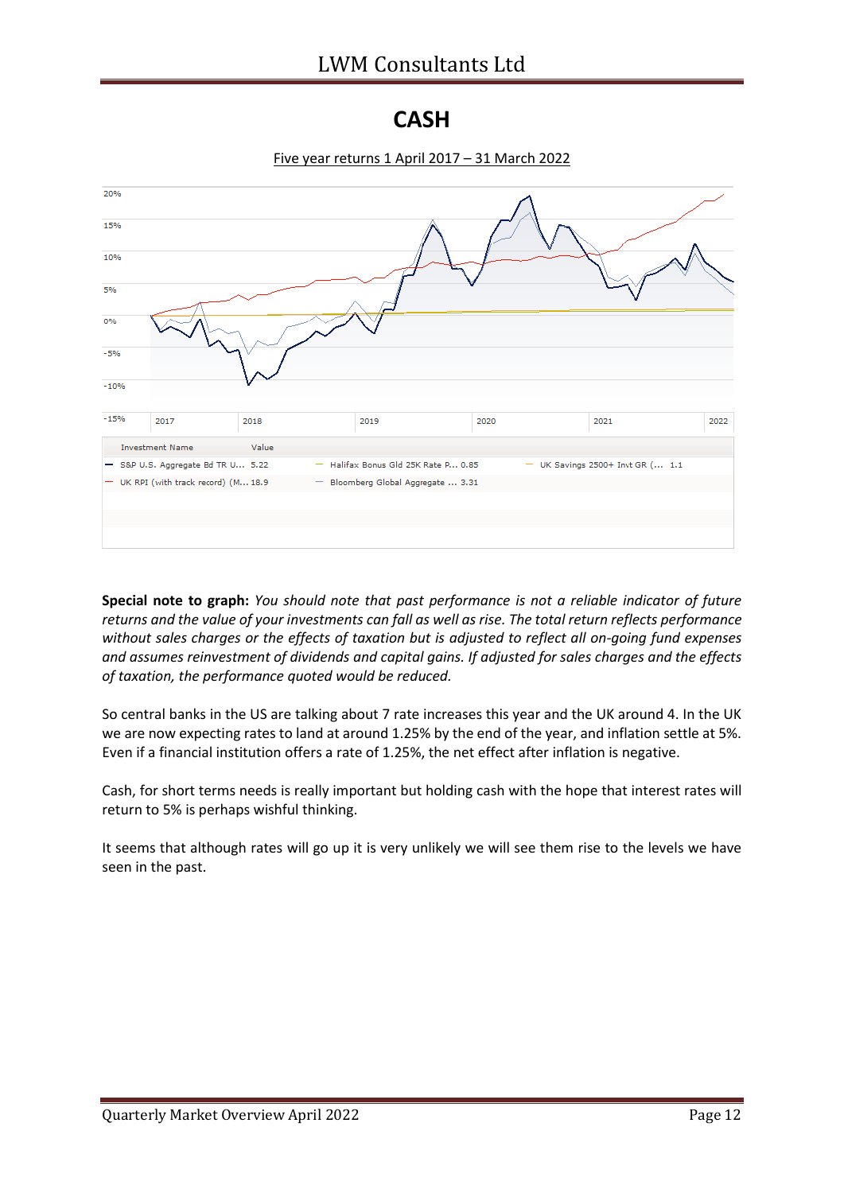# CASH

Five year returns 1 April 2017 – 31 March 2022

| Investment Name | Value | Investment Name | Value | Investment Name | Value |
|---|---|---|---|---|---|
| S&P U.S. Aggregate Bd TR U... | 5.22 | Halifax Bonus Gld 25K Rate P... | 0.85 | UK Savings 2500+ Invt GR (... | 1.1 |
| UK RPI (with track record) (M... | 18.9 | Bloomberg Global Aggregate ... | 3.31 | | |

**Special note to graph:** *You should note that past performance is not a reliable indicator of future returns and the value of your investments can fall as well as rise. The total return reflects performance without sales charges or the effects of taxation but is adjusted to reflect all on-going fund expenses and assumes reinvestment of dividends and capital gains. If adjusted for sales charges and the effects of taxation, the performance quoted would be reduced.*

So central banks in the US are talking about 7 rate increases this year and the UK around 4. In the UK we are now expecting rates to land at around 1.25% by the end of the year, and inflation settle at 5%. Even if a financial institution offers a rate of 1.25%, the net effect after inflation is negative.

Cash, for short terms needs is really important but holding cash with the hope that interest rates will return to 5% is perhaps wishful thinking.

It seems that although rates will go up it is very unlikely we will see them rise to the levels we have seen in the past.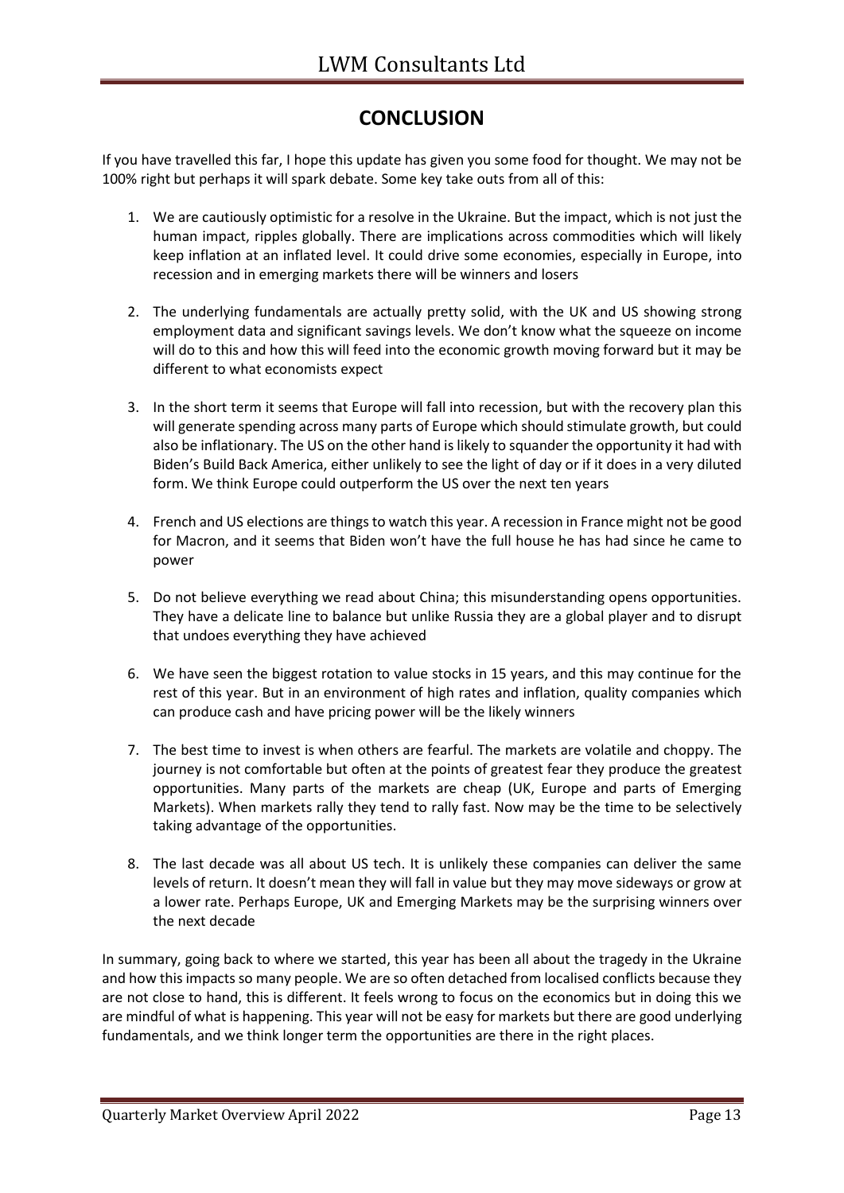# CONCLUSION

If you have travelled this far, I hope this update has given you some food for thought. We may not be 100% right but perhaps it will spark debate. Some key take outs from all of this:

1. We are cautiously optimistic for a resolve in the Ukraine. But the impact, which is not just the human impact, ripples globally. There are implications across commodities which will likely keep inflation at an inflated level. It could drive some economies, especially in Europe, into recession and in emerging markets there will be winners and losers

2. The underlying fundamentals are actually pretty solid, with the UK and US showing strong employment data and significant savings levels. We don't know what the squeeze on income will do to this and how this will feed into the economic growth moving forward but it may be different to what economists expect

3. In the short term it seems that Europe will fall into recession, but with the recovery plan this will generate spending across many parts of Europe which should stimulate growth, but could also be inflationary. The US on the other hand is likely to squander the opportunity it had with Biden's Build Back America, either unlikely to see the light of day or if it does in a very diluted form. We think Europe could outperform the US over the next ten years

4. French and US elections are things to watch this year. A recession in France might not be good for Macron, and it seems that Biden won't have the full house he has had since he came to power

5. Do not believe everything we read about China; this misunderstanding opens opportunities. They have a delicate line to balance but unlike Russia they are a global player and to disrupt that undoes everything they have achieved

6. We have seen the biggest rotation to value stocks in 15 years, and this may continue for the rest of this year. But in an environment of high rates and inflation, quality companies which can produce cash and have pricing power will be the likely winners

7. The best time to invest is when others are fearful. The markets are volatile and choppy. The journey is not comfortable but often at the points of greatest fear they produce the greatest opportunities. Many parts of the markets are cheap (UK, Europe and parts of Emerging Markets). When markets rally they tend to rally fast. Now may be the time to be selectively taking advantage of the opportunities.

8. The last decade was all about US tech. It is unlikely these companies can deliver the same levels of return. It doesn't mean they will fall in value but they may move sideways or grow at a lower rate. Perhaps Europe, UK and Emerging Markets may be the surprising winners over the next decade

In summary, going back to where we started, this year has been all about the tragedy in the Ukraine and how this impacts so many people. We are so often detached from localised conflicts because they are not close to hand, this is different. It feels wrong to focus on the economics but in doing this we are mindful of what is happening. This year will not be easy for markets but there are good underlying fundamentals, and we think longer term the opportunities are there in the right places.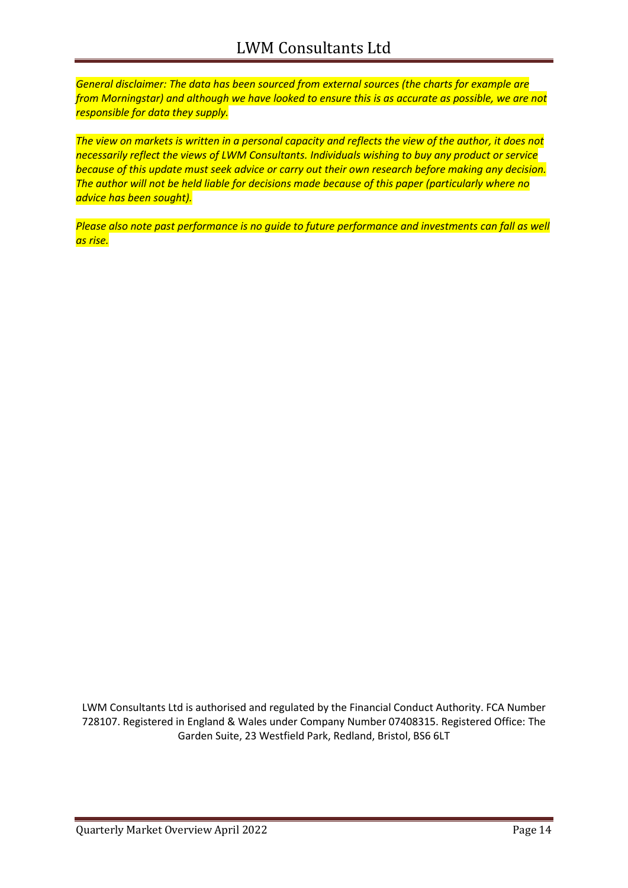*General disclaimer: The data has been sourced from external sources (the charts for example are from Morningstar) and although we have looked to ensure this is as accurate as possible, we are not responsible for data they supply.*

*The view on markets is written in a personal capacity and reflects the view of the author, it does not necessarily reflect the views of LWM Consultants. Individuals wishing to buy any product or service because of this update must seek advice or carry out their own research before making any decision. The author will not be held liable for decisions made because of this paper (particularly where no advice has been sought).*

*Please also note past performance is no guide to future performance and investments can fall as well as rise.*

LWM Consultants Ltd is authorised and regulated by the Financial Conduct Authority. FCA Number 728107. Registered in England & Wales under Company Number 07408315. Registered Office: The Garden Suite, 23 Westfield Park, Redland, Bristol, BS6 6LT